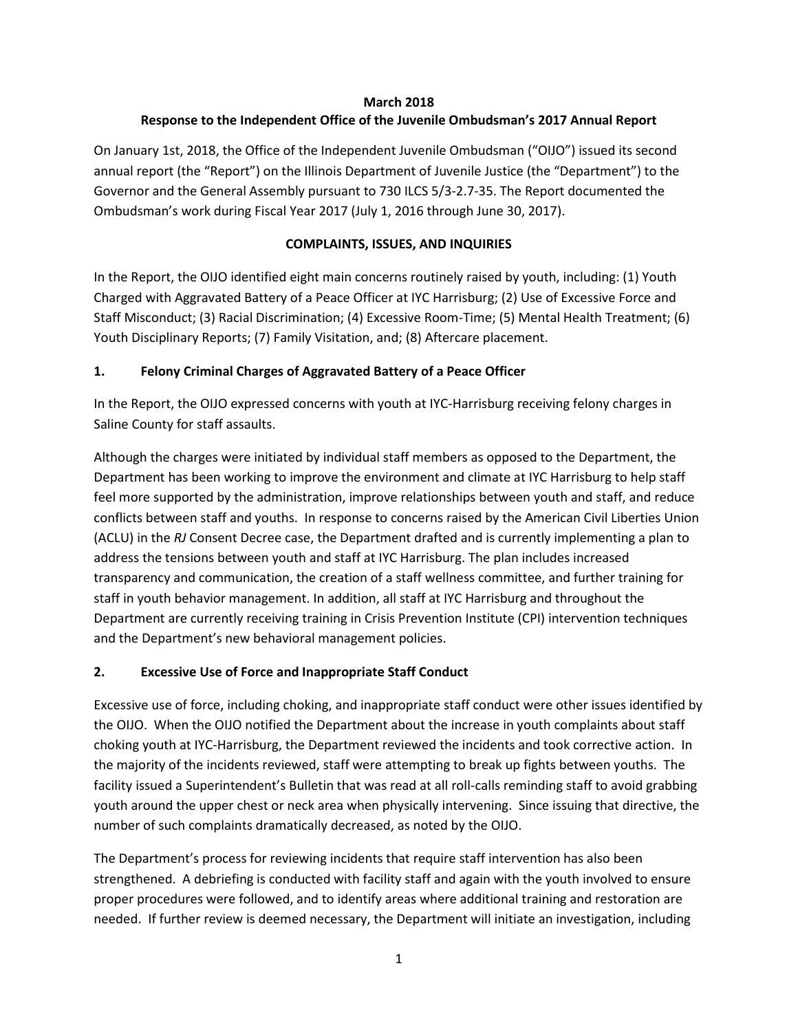**March 2018**

**Response to the Independent Office of the Juvenile Ombudsman's 2017 Annual Report**

On January 1st, 2018, the Office of the Independent Juvenile Ombudsman ("OIJO") issued its second annual report (the "Report") on the Illinois Department of Juvenile Justice (the "Department") to the Governor and the General Assembly pursuant to 730 ILCS 5/3-2.7-35. The Report documented the Ombudsman's work during Fiscal Year 2017 (July 1, 2016 through June 30, 2017).

## COMPLAINTS, ISSUES, AND INQUIRIES

In the Report, the OIJO identified eight main concerns routinely raised by youth, including: (1) Youth Charged with Aggravated Battery of a Peace Officer at IYC Harrisburg; (2) Use of Excessive Force and Staff Misconduct; (3) Racial Discrimination; (4) Excessive Room-Time; (5) Mental Health Treatment; (6) Youth Disciplinary Reports; (7) Family Visitation, and; (8) Aftercare placement.

### 1. Felony Criminal Charges of Aggravated Battery of a Peace Officer

In the Report, the OIJO expressed concerns with youth at IYC-Harrisburg receiving felony charges in Saline County for staff assaults.

Although the charges were initiated by individual staff members as opposed to the Department, the Department has been working to improve the environment and climate at IYC Harrisburg to help staff feel more supported by the administration, improve relationships between youth and staff, and reduce conflicts between staff and youths. In response to concerns raised by the American Civil Liberties Union (ACLU) in the *RJ* Consent Decree case, the Department drafted and is currently implementing a plan to address the tensions between youth and staff at IYC Harrisburg. The plan includes increased transparency and communication, the creation of a staff wellness committee, and further training for staff in youth behavior management. In addition, all staff at IYC Harrisburg and throughout the Department are currently receiving training in Crisis Prevention Institute (CPI) intervention techniques and the Department's new behavioral management policies.

### 2. Excessive Use of Force and Inappropriate Staff Conduct

Excessive use of force, including choking, and inappropriate staff conduct were other issues identified by the OIJO. When the OIJO notified the Department about the increase in youth complaints about staff choking youth at IYC-Harrisburg, the Department reviewed the incidents and took corrective action. In the majority of the incidents reviewed, staff were attempting to break up fights between youths. The facility issued a Superintendent's Bulletin that was read at all roll-calls reminding staff to avoid grabbing youth around the upper chest or neck area when physically intervening. Since issuing that directive, the number of such complaints dramatically decreased, as noted by the OIJO.

The Department's process for reviewing incidents that require staff intervention has also been strengthened. A debriefing is conducted with facility staff and again with the youth involved to ensure proper procedures were followed, and to identify areas where additional training and restoration are needed. If further review is deemed necessary, the Department will initiate an investigation, including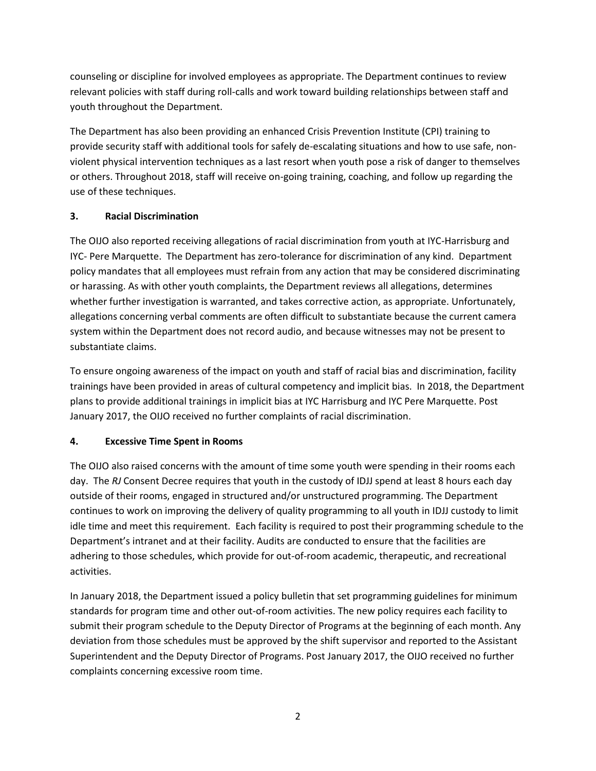counseling or discipline for involved employees as appropriate. The Department continues to review relevant policies with staff during roll-calls and work toward building relationships between staff and youth throughout the Department.

The Department has also been providing an enhanced Crisis Prevention Institute (CPI) training to provide security staff with additional tools for safely de-escalating situations and how to use safe, non-violent physical intervention techniques as a last resort when youth pose a risk of danger to themselves or others. Throughout 2018, staff will receive on-going training, coaching, and follow up regarding the use of these techniques.

### 3. Racial Discrimination

The OIJO also reported receiving allegations of racial discrimination from youth at IYC-Harrisburg and IYC- Pere Marquette. The Department has zero-tolerance for discrimination of any kind. Department policy mandates that all employees must refrain from any action that may be considered discriminating or harassing. As with other youth complaints, the Department reviews all allegations, determines whether further investigation is warranted, and takes corrective action, as appropriate. Unfortunately, allegations concerning verbal comments are often difficult to substantiate because the current camera system within the Department does not record audio, and because witnesses may not be present to substantiate claims.

To ensure ongoing awareness of the impact on youth and staff of racial bias and discrimination, facility trainings have been provided in areas of cultural competency and implicit bias. In 2018, the Department plans to provide additional trainings in implicit bias at IYC Harrisburg and IYC Pere Marquette. Post January 2017, the OIJO received no further complaints of racial discrimination.

### 4. Excessive Time Spent in Rooms

The OIJO also raised concerns with the amount of time some youth were spending in their rooms each day. The *RJ* Consent Decree requires that youth in the custody of IDJJ spend at least 8 hours each day outside of their rooms, engaged in structured and/or unstructured programming. The Department continues to work on improving the delivery of quality programming to all youth in IDJJ custody to limit idle time and meet this requirement. Each facility is required to post their programming schedule to the Department's intranet and at their facility. Audits are conducted to ensure that the facilities are adhering to those schedules, which provide for out-of-room academic, therapeutic, and recreational activities.

In January 2018, the Department issued a policy bulletin that set programming guidelines for minimum standards for program time and other out-of-room activities. The new policy requires each facility to submit their program schedule to the Deputy Director of Programs at the beginning of each month. Any deviation from those schedules must be approved by the shift supervisor and reported to the Assistant Superintendent and the Deputy Director of Programs. Post January 2017, the OIJO received no further complaints concerning excessive room time.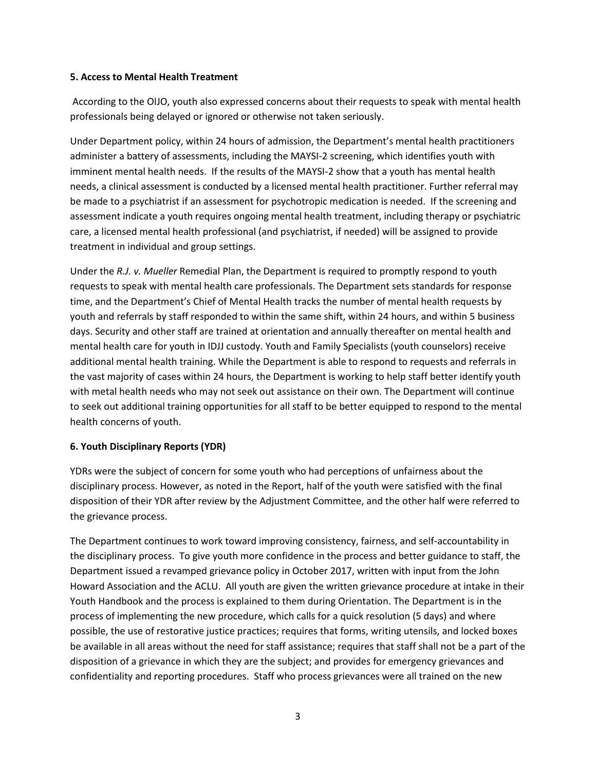**5. Access to Mental Health Treatment**

According to the OIJO, youth also expressed concerns about their requests to speak with mental health professionals being delayed or ignored or otherwise not taken seriously.

Under Department policy, within 24 hours of admission, the Department's mental health practitioners administer a battery of assessments, including the MAYSI-2 screening, which identifies youth with imminent mental health needs. If the results of the MAYSI-2 show that a youth has mental health needs, a clinical assessment is conducted by a licensed mental health practitioner. Further referral may be made to a psychiatrist if an assessment for psychotropic medication is needed. If the screening and assessment indicate a youth requires ongoing mental health treatment, including therapy or psychiatric care, a licensed mental health professional (and psychiatrist, if needed) will be assigned to provide treatment in individual and group settings.

Under the *R.J. v. Mueller* Remedial Plan, the Department is required to promptly respond to youth requests to speak with mental health care professionals. The Department sets standards for response time, and the Department's Chief of Mental Health tracks the number of mental health requests by youth and referrals by staff responded to within the same shift, within 24 hours, and within 5 business days. Security and other staff are trained at orientation and annually thereafter on mental health and mental health care for youth in IDJJ custody. Youth and Family Specialists (youth counselors) receive additional mental health training. While the Department is able to respond to requests and referrals in the vast majority of cases within 24 hours, the Department is working to help staff better identify youth with metal health needs who may not seek out assistance on their own. The Department will continue to seek out additional training opportunities for all staff to be better equipped to respond to the mental health concerns of youth.

**6. Youth Disciplinary Reports (YDR)**

YDRs were the subject of concern for some youth who had perceptions of unfairness about the disciplinary process. However, as noted in the Report, half of the youth were satisfied with the final disposition of their YDR after review by the Adjustment Committee, and the other half were referred to the grievance process.

The Department continues to work toward improving consistency, fairness, and self-accountability in the disciplinary process. To give youth more confidence in the process and better guidance to staff, the Department issued a revamped grievance policy in October 2017, written with input from the John Howard Association and the ACLU. All youth are given the written grievance procedure at intake in their Youth Handbook and the process is explained to them during Orientation. The Department is in the process of implementing the new procedure, which calls for a quick resolution (5 days) and where possible, the use of restorative justice practices; requires that forms, writing utensils, and locked boxes be available in all areas without the need for staff assistance; requires that staff shall not be a part of the disposition of a grievance in which they are the subject; and provides for emergency grievances and confidentiality and reporting procedures. Staff who process grievances were all trained on the new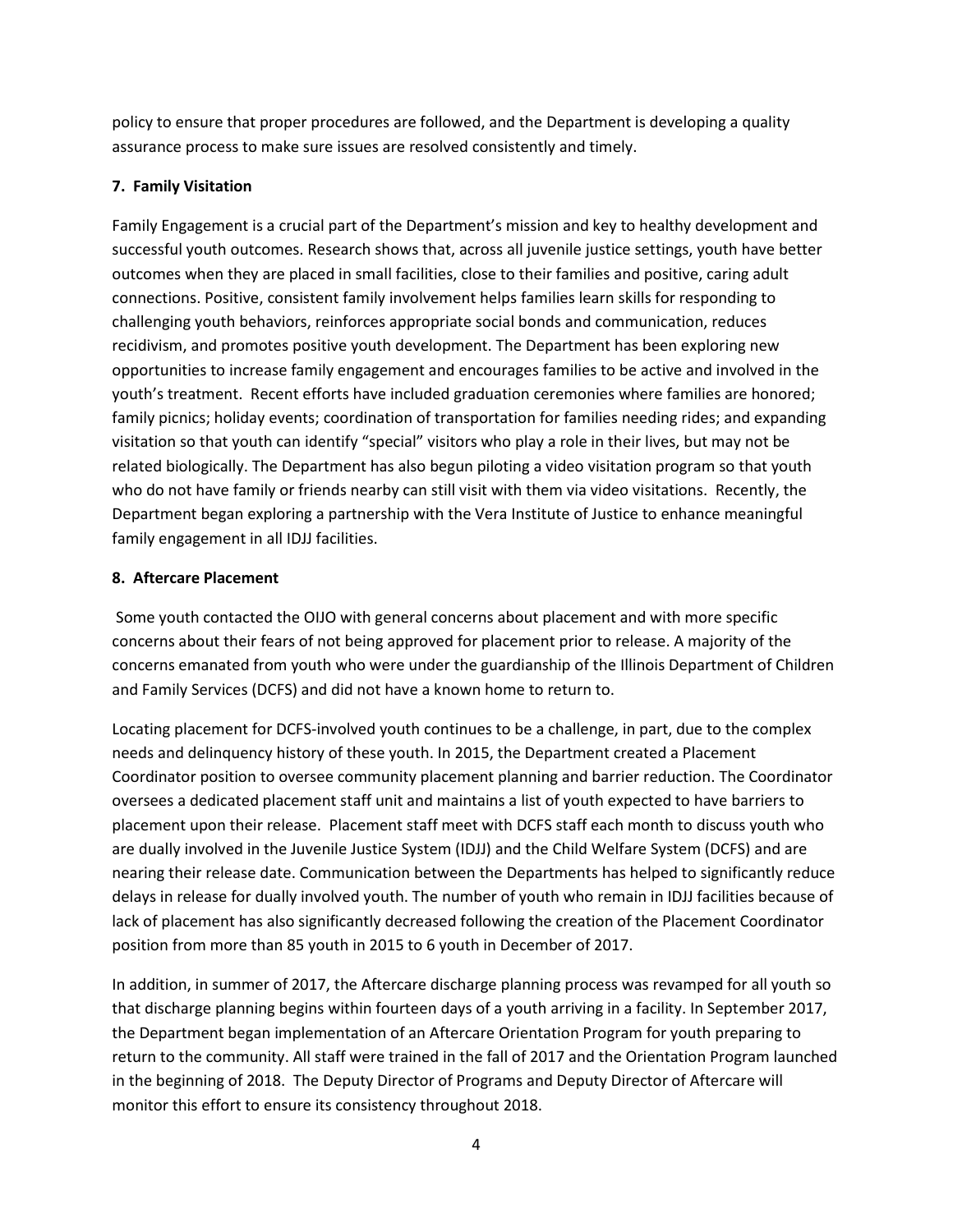policy to ensure that proper procedures are followed, and the Department is developing a quality assurance process to make sure issues are resolved consistently and timely.

**7. Family Visitation**

Family Engagement is a crucial part of the Department's mission and key to healthy development and successful youth outcomes. Research shows that, across all juvenile justice settings, youth have better outcomes when they are placed in small facilities, close to their families and positive, caring adult connections. Positive, consistent family involvement helps families learn skills for responding to challenging youth behaviors, reinforces appropriate social bonds and communication, reduces recidivism, and promotes positive youth development. The Department has been exploring new opportunities to increase family engagement and encourages families to be active and involved in the youth's treatment. Recent efforts have included graduation ceremonies where families are honored; family picnics; holiday events; coordination of transportation for families needing rides; and expanding visitation so that youth can identify "special" visitors who play a role in their lives, but may not be related biologically. The Department has also begun piloting a video visitation program so that youth who do not have family or friends nearby can still visit with them via video visitations. Recently, the Department began exploring a partnership with the Vera Institute of Justice to enhance meaningful family engagement in all IDJJ facilities.

**8. Aftercare Placement**

Some youth contacted the OIJO with general concerns about placement and with more specific concerns about their fears of not being approved for placement prior to release. A majority of the concerns emanated from youth who were under the guardianship of the Illinois Department of Children and Family Services (DCFS) and did not have a known home to return to.

Locating placement for DCFS-involved youth continues to be a challenge, in part, due to the complex needs and delinquency history of these youth. In 2015, the Department created a Placement Coordinator position to oversee community placement planning and barrier reduction. The Coordinator oversees a dedicated placement staff unit and maintains a list of youth expected to have barriers to placement upon their release. Placement staff meet with DCFS staff each month to discuss youth who are dually involved in the Juvenile Justice System (IDJJ) and the Child Welfare System (DCFS) and are nearing their release date. Communication between the Departments has helped to significantly reduce delays in release for dually involved youth. The number of youth who remain in IDJJ facilities because of lack of placement has also significantly decreased following the creation of the Placement Coordinator position from more than 85 youth in 2015 to 6 youth in December of 2017.

In addition, in summer of 2017, the Aftercare discharge planning process was revamped for all youth so that discharge planning begins within fourteen days of a youth arriving in a facility. In September 2017, the Department began implementation of an Aftercare Orientation Program for youth preparing to return to the community. All staff were trained in the fall of 2017 and the Orientation Program launched in the beginning of 2018. The Deputy Director of Programs and Deputy Director of Aftercare will monitor this effort to ensure its consistency throughout 2018.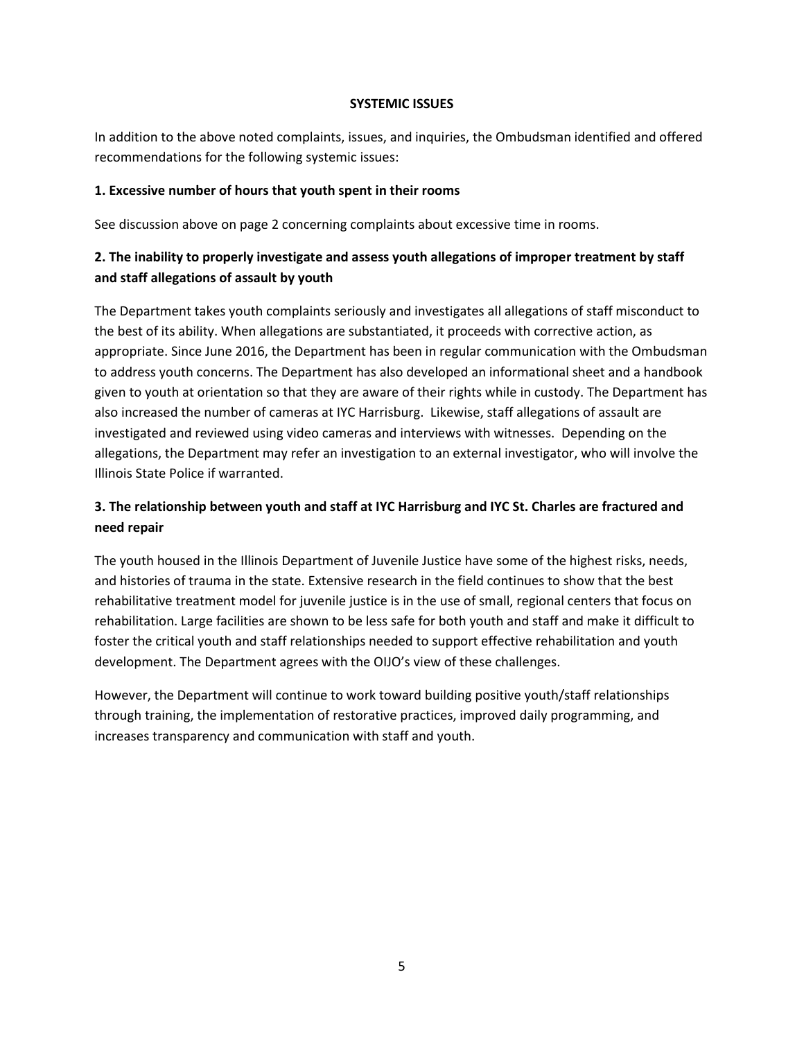## SYSTEMIC ISSUES

In addition to the above noted complaints, issues, and inquiries, the Ombudsman identified and offered recommendations for the following systemic issues:

### 1. Excessive number of hours that youth spent in their rooms

See discussion above on page 2 concerning complaints about excessive time in rooms.

### 2. The inability to properly investigate and assess youth allegations of improper treatment by staff and staff allegations of assault by youth

The Department takes youth complaints seriously and investigates all allegations of staff misconduct to the best of its ability. When allegations are substantiated, it proceeds with corrective action, as appropriate. Since June 2016, the Department has been in regular communication with the Ombudsman to address youth concerns. The Department has also developed an informational sheet and a handbook given to youth at orientation so that they are aware of their rights while in custody. The Department has also increased the number of cameras at IYC Harrisburg. Likewise, staff allegations of assault are investigated and reviewed using video cameras and interviews with witnesses. Depending on the allegations, the Department may refer an investigation to an external investigator, who will involve the Illinois State Police if warranted.

### 3. The relationship between youth and staff at IYC Harrisburg and IYC St. Charles are fractured and need repair

The youth housed in the Illinois Department of Juvenile Justice have some of the highest risks, needs, and histories of trauma in the state. Extensive research in the field continues to show that the best rehabilitative treatment model for juvenile justice is in the use of small, regional centers that focus on rehabilitation. Large facilities are shown to be less safe for both youth and staff and make it difficult to foster the critical youth and staff relationships needed to support effective rehabilitation and youth development. The Department agrees with the OIJO's view of these challenges.

However, the Department will continue to work toward building positive youth/staff relationships through training, the implementation of restorative practices, improved daily programming, and increases transparency and communication with staff and youth.